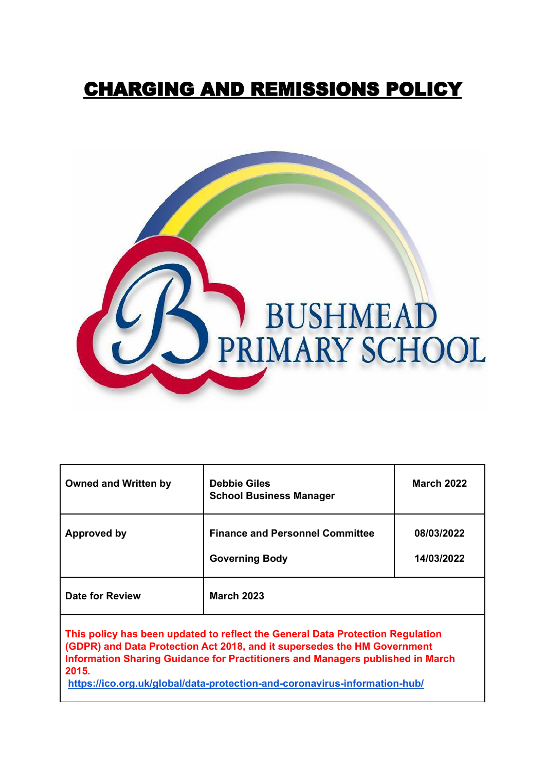# CHARGING AND REMISSIONS POLICY

BUSHMEAD PRIMARY SCHOOL

| | | |
|---|---|---|
| **Owned and Written by** | **Debbie Giles**<br>**School Business Manager** | **March 2022** |
| **Approved by** | **Finance and Personnel Committee**<br><br>**Governing Body** | **08/03/2022**<br><br>**14/03/2022** |
| **Date for Review** | **March 2023** | |

**This policy has been updated to reflect the General Data Protection Regulation (GDPR) and Data Protection Act 2018, and it supersedes the HM Government Information Sharing Guidance for Practitioners and Managers published in March 2015.**

**https://ico.org.uk/global/data-protection-and-coronavirus-information-hub/**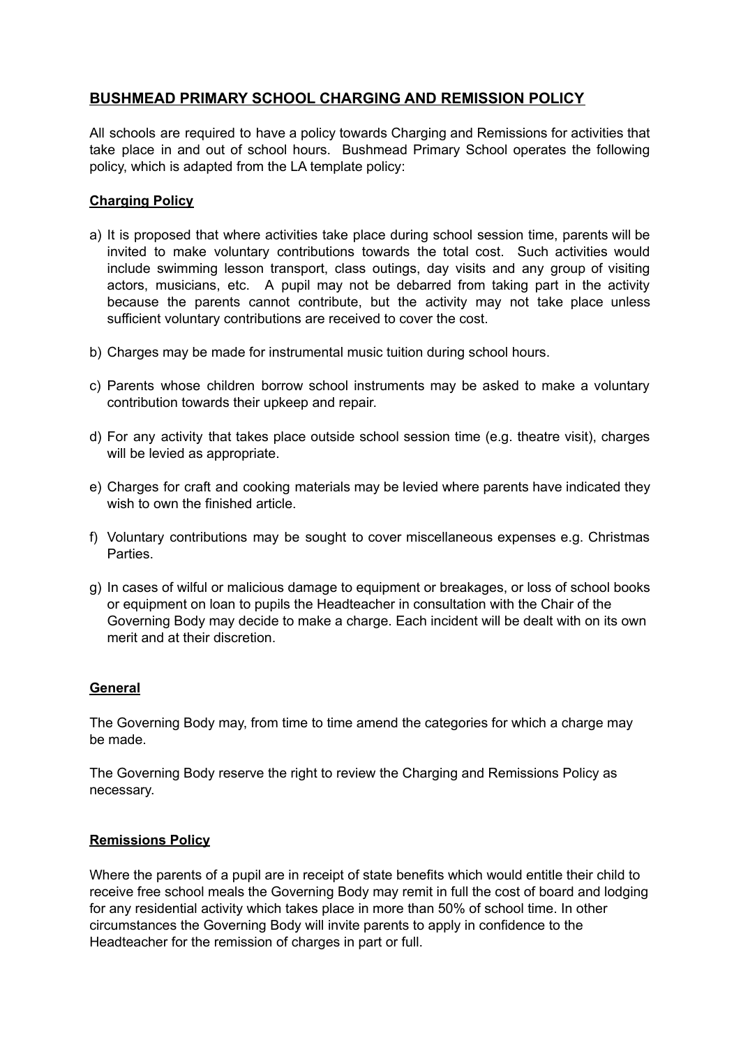## BUSHMEAD PRIMARY SCHOOL CHARGING AND REMISSION POLICY

All schools are required to have a policy towards Charging and Remissions for activities that take place in and out of school hours. Bushmead Primary School operates the following policy, which is adapted from the LA template policy:

### Charging Policy

a) It is proposed that where activities take place during school session time, parents will be invited to make voluntary contributions towards the total cost. Such activities would include swimming lesson transport, class outings, day visits and any group of visiting actors, musicians, etc. A pupil may not be debarred from taking part in the activity because the parents cannot contribute, but the activity may not take place unless sufficient voluntary contributions are received to cover the cost.

b) Charges may be made for instrumental music tuition during school hours.

c) Parents whose children borrow school instruments may be asked to make a voluntary contribution towards their upkeep and repair.

d) For any activity that takes place outside school session time (e.g. theatre visit), charges will be levied as appropriate.

e) Charges for craft and cooking materials may be levied where parents have indicated they wish to own the finished article.

f) Voluntary contributions may be sought to cover miscellaneous expenses e.g. Christmas Parties.

g) In cases of wilful or malicious damage to equipment or breakages, or loss of school books or equipment on loan to pupils the Headteacher in consultation with the Chair of the Governing Body may decide to make a charge. Each incident will be dealt with on its own merit and at their discretion.

### General

The Governing Body may, from time to time amend the categories for which a charge may be made.

The Governing Body reserve the right to review the Charging and Remissions Policy as necessary.

### Remissions Policy

Where the parents of a pupil are in receipt of state benefits which would entitle their child to receive free school meals the Governing Body may remit in full the cost of board and lodging for any residential activity which takes place in more than 50% of school time. In other circumstances the Governing Body will invite parents to apply in confidence to the Headteacher for the remission of charges in part or full.